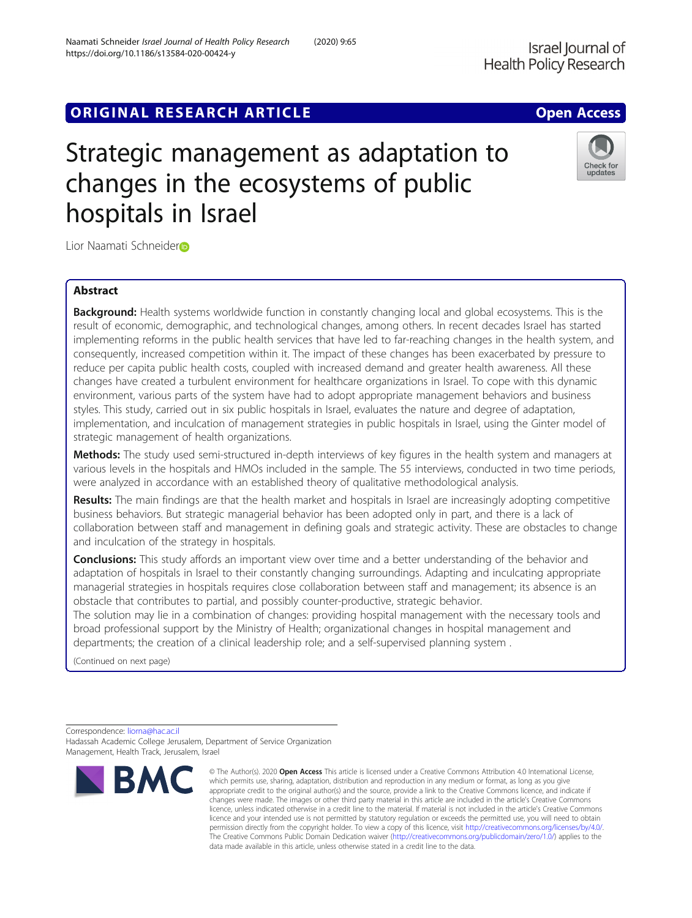ORIGINAL RESEARCH ARTICLE

Open Access

# Strategic management as adaptation to changes in the ecosystems of public hospitals in Israel

Lior Naamati Schneider

## Abstract

**Background:** Health systems worldwide function in constantly changing local and global ecosystems. This is the result of economic, demographic, and technological changes, among others. In recent decades Israel has started implementing reforms in the public health services that have led to far-reaching changes in the health system, and consequently, increased competition within it. The impact of these changes has been exacerbated by pressure to reduce per capita public health costs, coupled with increased demand and greater health awareness. All these changes have created a turbulent environment for healthcare organizations in Israel. To cope with this dynamic environment, various parts of the system have had to adopt appropriate management behaviors and business styles. This study, carried out in six public hospitals in Israel, evaluates the nature and degree of adaptation, implementation, and inculcation of management strategies in public hospitals in Israel, using the Ginter model of strategic management of health organizations.

**Methods:** The study used semi-structured in-depth interviews of key figures in the health system and managers at various levels in the hospitals and HMOs included in the sample. The 55 interviews, conducted in two time periods, were analyzed in accordance with an established theory of qualitative methodological analysis.

**Results:** The main findings are that the health market and hospitals in Israel are increasingly adopting competitive business behaviors. But strategic managerial behavior has been adopted only in part, and there is a lack of collaboration between staff and management in defining goals and strategic activity. These are obstacles to change and inculcation of the strategy in hospitals.

**Conclusions:** This study affords an important view over time and a better understanding of the behavior and adaptation of hospitals in Israel to their constantly changing surroundings. Adapting and inculcating appropriate managerial strategies in hospitals requires close collaboration between staff and management; its absence is an obstacle that contributes to partial, and possibly counter-productive, strategic behavior.

The solution may lie in a combination of changes: providing hospital management with the necessary tools and broad professional support by the Ministry of Health; organizational changes in hospital management and departments; the creation of a clinical leadership role; and a self-supervised planning system .

(Continued on next page)

Correspondence: liorna@hac.ac.il

Hadassah Academic College Jerusalem, Department of Service Organization Management, Health Track, Jerusalem, Israel

© The Author(s). 2020 **Open Access** This article is licensed under a Creative Commons Attribution 4.0 International License, which permits use, sharing, adaptation, distribution and reproduction in any medium or format, as long as you give appropriate credit to the original author(s) and the source, provide a link to the Creative Commons licence, and indicate if changes were made. The images or other third party material in this article are included in the article's Creative Commons licence, unless indicated otherwise in a credit line to the material. If material is not included in the article's Creative Commons licence and your intended use is not permitted by statutory regulation or exceeds the permitted use, you will need to obtain permission directly from the copyright holder. To view a copy of this licence, visit http://creativecommons.org/licenses/by/4.0/. The Creative Commons Public Domain Dedication waiver (http://creativecommons.org/publicdomain/zero/1.0/) applies to the data made available in this article, unless otherwise stated in a credit line to the data.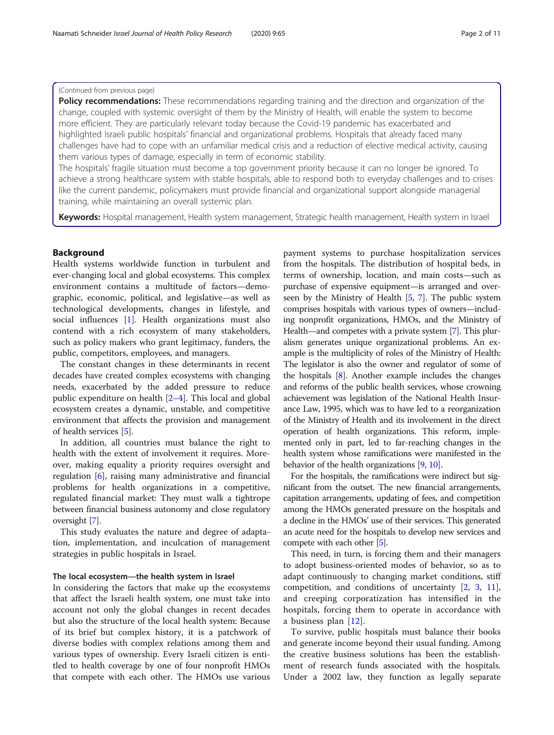(Continued from previous page)

**Policy recommendations:** These recommendations regarding training and the direction and organization of the change, coupled with systemic oversight of them by the Ministry of Health, will enable the system to become more efficient. They are particularly relevant today because the Covid-19 pandemic has exacerbated and highlighted Israeli public hospitals' financial and organizational problems. Hospitals that already faced many challenges have had to cope with an unfamiliar medical crisis and a reduction of elective medical activity, causing them various types of damage, especially in term of economic stability.

The hospitals' fragile situation must become a top government priority because it can no longer be ignored. To achieve a strong healthcare system with stable hospitals, able to respond both to everyday challenges and to crises like the current pandemic, policymakers must provide financial and organizational support alongside managerial training, while maintaining an overall systemic plan.

**Keywords:** Hospital management, Health system management, Strategic health management, Health system in Israel

## Background

Health systems worldwide function in turbulent and ever-changing local and global ecosystems. This complex environment contains a multitude of factors—demographic, economic, political, and legislative—as well as technological developments, changes in lifestyle, and social influences [1]. Health organizations must also contend with a rich ecosystem of many stakeholders, such as policy makers who grant legitimacy, funders, the public, competitors, employees, and managers.

The constant changes in these determinants in recent decades have created complex ecosystems with changing needs, exacerbated by the added pressure to reduce public expenditure on health [2–4]. This local and global ecosystem creates a dynamic, unstable, and competitive environment that affects the provision and management of health services [5].

In addition, all countries must balance the right to health with the extent of involvement it requires. Moreover, making equality a priority requires oversight and regulation [6], raising many administrative and financial problems for health organizations in a competitive, regulated financial market: They must walk a tightrope between financial business autonomy and close regulatory oversight [7].

This study evaluates the nature and degree of adaptation, implementation, and inculcation of management strategies in public hospitals in Israel.

### The local ecosystem—the health system in Israel

In considering the factors that make up the ecosystems that affect the Israeli health system, one must take into account not only the global changes in recent decades but also the structure of the local health system: Because of its brief but complex history, it is a patchwork of diverse bodies with complex relations among them and various types of ownership. Every Israeli citizen is entitled to health coverage by one of four nonprofit HMOs that compete with each other. The HMOs use various payment systems to purchase hospitalization services from the hospitals. The distribution of hospital beds, in terms of ownership, location, and main costs—such as purchase of expensive equipment—is arranged and overseen by the Ministry of Health [5, 7]. The public system comprises hospitals with various types of owners—including nonprofit organizations, HMOs, and the Ministry of Health—and competes with a private system [7]. This pluralism generates unique organizational problems. An example is the multiplicity of roles of the Ministry of Health: The legislator is also the owner and regulator of some of the hospitals [8]. Another example includes the changes and reforms of the public health services, whose crowning achievement was legislation of the National Health Insurance Law, 1995, which was to have led to a reorganization of the Ministry of Health and its involvement in the direct operation of health organizations. This reform, implemented only in part, led to far-reaching changes in the health system whose ramifications were manifested in the behavior of the health organizations [9, 10].

For the hospitals, the ramifications were indirect but significant from the outset. The new financial arrangements, capitation arrangements, updating of fees, and competition among the HMOs generated pressure on the hospitals and a decline in the HMOs' use of their services. This generated an acute need for the hospitals to develop new services and compete with each other [5].

This need, in turn, is forcing them and their managers to adopt business-oriented modes of behavior, so as to adapt continuously to changing market conditions, stiff competition, and conditions of uncertainty [2, 3, 11], and creeping corporatization has intensified in the hospitals, forcing them to operate in accordance with a business plan [12].

To survive, public hospitals must balance their books and generate income beyond their usual funding. Among the creative business solutions has been the establishment of research funds associated with the hospitals. Under a 2002 law, they function as legally separate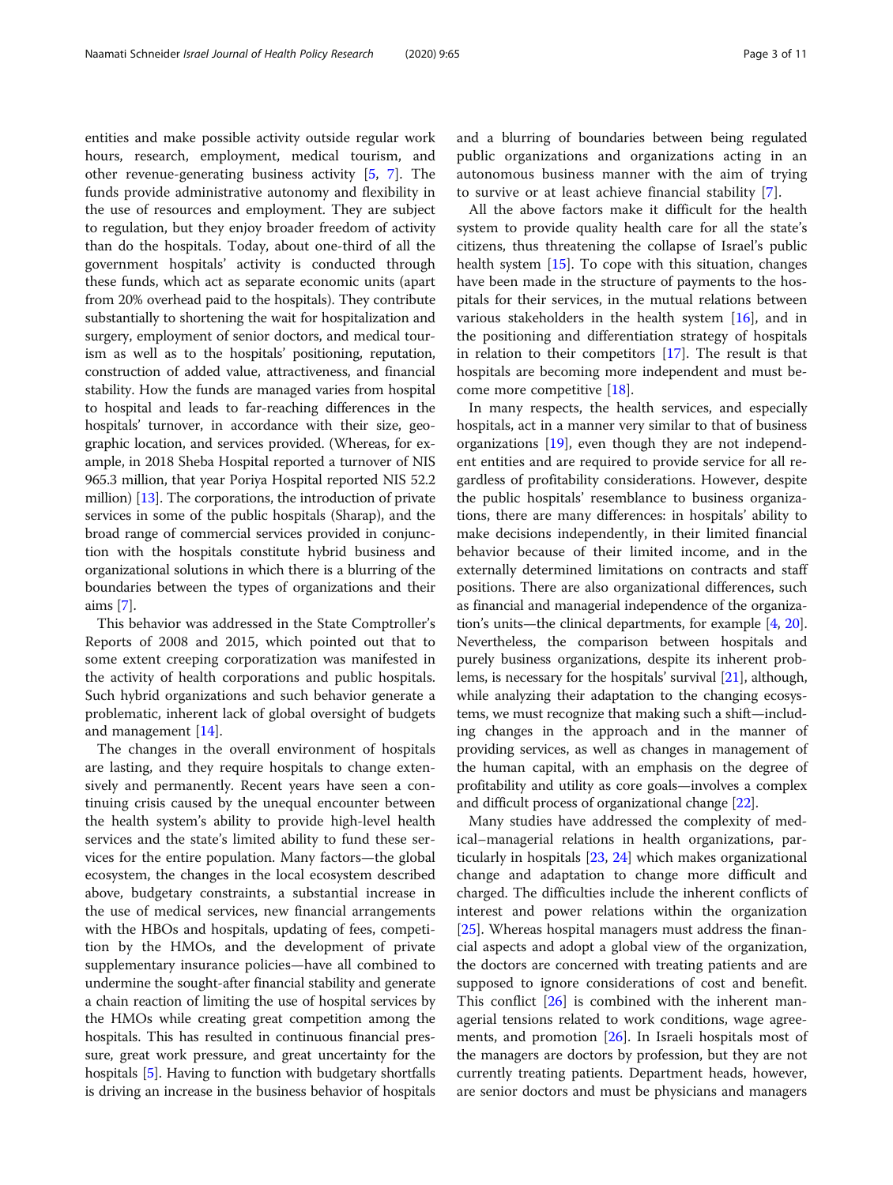entities and make possible activity outside regular work hours, research, employment, medical tourism, and other revenue-generating business activity [5, 7]. The funds provide administrative autonomy and flexibility in the use of resources and employment. They are subject to regulation, but they enjoy broader freedom of activity than do the hospitals. Today, about one-third of all the government hospitals' activity is conducted through these funds, which act as separate economic units (apart from 20% overhead paid to the hospitals). They contribute substantially to shortening the wait for hospitalization and surgery, employment of senior doctors, and medical tourism as well as to the hospitals' positioning, reputation, construction of added value, attractiveness, and financial stability. How the funds are managed varies from hospital to hospital and leads to far-reaching differences in the hospitals' turnover, in accordance with their size, geographic location, and services provided. (Whereas, for example, in 2018 Sheba Hospital reported a turnover of NIS 965.3 million, that year Poriya Hospital reported NIS 52.2 million) [13]. The corporations, the introduction of private services in some of the public hospitals (Sharap), and the broad range of commercial services provided in conjunction with the hospitals constitute hybrid business and organizational solutions in which there is a blurring of the boundaries between the types of organizations and their aims [7].

This behavior was addressed in the State Comptroller's Reports of 2008 and 2015, which pointed out that to some extent creeping corporatization was manifested in the activity of health corporations and public hospitals. Such hybrid organizations and such behavior generate a problematic, inherent lack of global oversight of budgets and management [14].

The changes in the overall environment of hospitals are lasting, and they require hospitals to change extensively and permanently. Recent years have seen a continuing crisis caused by the unequal encounter between the health system's ability to provide high-level health services and the state's limited ability to fund these services for the entire population. Many factors—the global ecosystem, the changes in the local ecosystem described above, budgetary constraints, a substantial increase in the use of medical services, new financial arrangements with the HBOs and hospitals, updating of fees, competition by the HMOs, and the development of private supplementary insurance policies—have all combined to undermine the sought-after financial stability and generate a chain reaction of limiting the use of hospital services by the HMOs while creating great competition among the hospitals. This has resulted in continuous financial pressure, great work pressure, and great uncertainty for the hospitals [5]. Having to function with budgetary shortfalls is driving an increase in the business behavior of hospitals and a blurring of boundaries between being regulated public organizations and organizations acting in an autonomous business manner with the aim of trying to survive or at least achieve financial stability [7].

All the above factors make it difficult for the health system to provide quality health care for all the state's citizens, thus threatening the collapse of Israel's public health system [15]. To cope with this situation, changes have been made in the structure of payments to the hospitals for their services, in the mutual relations between various stakeholders in the health system [16], and in the positioning and differentiation strategy of hospitals in relation to their competitors [17]. The result is that hospitals are becoming more independent and must become more competitive [18].

In many respects, the health services, and especially hospitals, act in a manner very similar to that of business organizations [19], even though they are not independent entities and are required to provide service for all regardless of profitability considerations. However, despite the public hospitals' resemblance to business organizations, there are many differences: in hospitals' ability to make decisions independently, in their limited financial behavior because of their limited income, and in the externally determined limitations on contracts and staff positions. There are also organizational differences, such as financial and managerial independence of the organization's units—the clinical departments, for example [4, 20]. Nevertheless, the comparison between hospitals and purely business organizations, despite its inherent problems, is necessary for the hospitals' survival [21], although, while analyzing their adaptation to the changing ecosystems, we must recognize that making such a shift—including changes in the approach and in the manner of providing services, as well as changes in management of the human capital, with an emphasis on the degree of profitability and utility as core goals—involves a complex and difficult process of organizational change [22].

Many studies have addressed the complexity of medical–managerial relations in health organizations, particularly in hospitals [23, 24] which makes organizational change and adaptation to change more difficult and charged. The difficulties include the inherent conflicts of interest and power relations within the organization [25]. Whereas hospital managers must address the financial aspects and adopt a global view of the organization, the doctors are concerned with treating patients and are supposed to ignore considerations of cost and benefit. This conflict [26] is combined with the inherent managerial tensions related to work conditions, wage agreements, and promotion [26]. In Israeli hospitals most of the managers are doctors by profession, but they are not currently treating patients. Department heads, however, are senior doctors and must be physicians and managers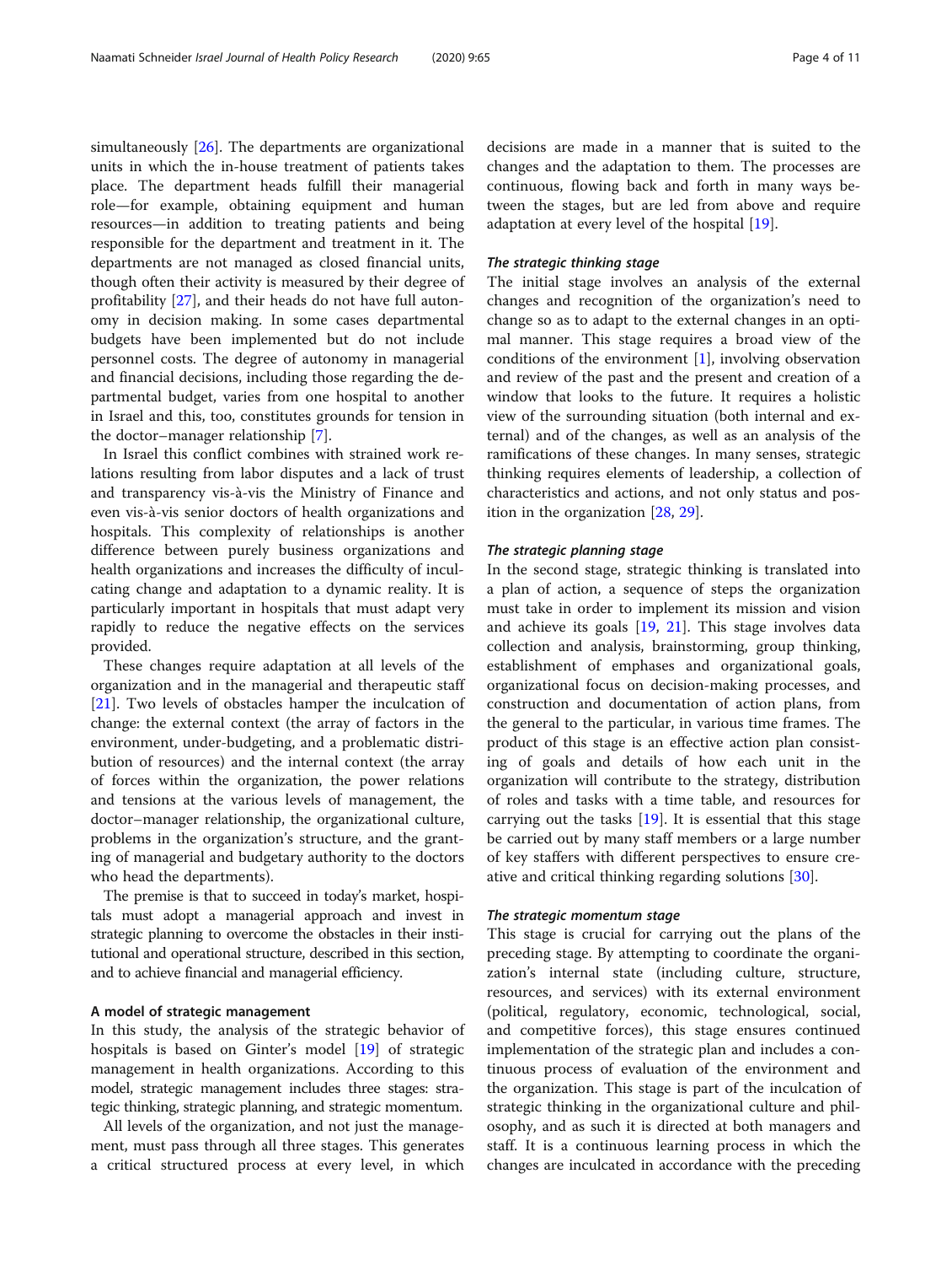simultaneously [26]. The departments are organizational units in which the in-house treatment of patients takes place. The department heads fulfill their managerial role—for example, obtaining equipment and human resources—in addition to treating patients and being responsible for the department and treatment in it. The departments are not managed as closed financial units, though often their activity is measured by their degree of profitability [27], and their heads do not have full autonomy in decision making. In some cases departmental budgets have been implemented but do not include personnel costs. The degree of autonomy in managerial and financial decisions, including those regarding the departmental budget, varies from one hospital to another in Israel and this, too, constitutes grounds for tension in the doctor–manager relationship [7].

In Israel this conflict combines with strained work relations resulting from labor disputes and a lack of trust and transparency vis-à-vis the Ministry of Finance and even vis-à-vis senior doctors of health organizations and hospitals. This complexity of relationships is another difference between purely business organizations and health organizations and increases the difficulty of inculcating change and adaptation to a dynamic reality. It is particularly important in hospitals that must adapt very rapidly to reduce the negative effects on the services provided.

These changes require adaptation at all levels of the organization and in the managerial and therapeutic staff [21]. Two levels of obstacles hamper the inculcation of change: the external context (the array of factors in the environment, under-budgeting, and a problematic distribution of resources) and the internal context (the array of forces within the organization, the power relations and tensions at the various levels of management, the doctor–manager relationship, the organizational culture, problems in the organization's structure, and the granting of managerial and budgetary authority to the doctors who head the departments).

The premise is that to succeed in today's market, hospitals must adopt a managerial approach and invest in strategic planning to overcome the obstacles in their institutional and operational structure, described in this section, and to achieve financial and managerial efficiency.

### A model of strategic management

In this study, the analysis of the strategic behavior of hospitals is based on Ginter's model [19] of strategic management in health organizations. According to this model, strategic management includes three stages: strategic thinking, strategic planning, and strategic momentum.

All levels of the organization, and not just the management, must pass through all three stages. This generates a critical structured process at every level, in which decisions are made in a manner that is suited to the changes and the adaptation to them. The processes are continuous, flowing back and forth in many ways between the stages, but are led from above and require adaptation at every level of the hospital [19].

#### *The strategic thinking stage*

The initial stage involves an analysis of the external changes and recognition of the organization's need to change so as to adapt to the external changes in an optimal manner. This stage requires a broad view of the conditions of the environment [1], involving observation and review of the past and the present and creation of a window that looks to the future. It requires a holistic view of the surrounding situation (both internal and external) and of the changes, as well as an analysis of the ramifications of these changes. In many senses, strategic thinking requires elements of leadership, a collection of characteristics and actions, and not only status and position in the organization [28, 29].

#### *The strategic planning stage*

In the second stage, strategic thinking is translated into a plan of action, a sequence of steps the organization must take in order to implement its mission and vision and achieve its goals [19, 21]. This stage involves data collection and analysis, brainstorming, group thinking, establishment of emphases and organizational goals, organizational focus on decision-making processes, and construction and documentation of action plans, from the general to the particular, in various time frames. The product of this stage is an effective action plan consisting of goals and details of how each unit in the organization will contribute to the strategy, distribution of roles and tasks with a time table, and resources for carrying out the tasks [19]. It is essential that this stage be carried out by many staff members or a large number of key staffers with different perspectives to ensure creative and critical thinking regarding solutions [30].

#### *The strategic momentum stage*

This stage is crucial for carrying out the plans of the preceding stage. By attempting to coordinate the organization's internal state (including culture, structure, resources, and services) with its external environment (political, regulatory, economic, technological, social, and competitive forces), this stage ensures continued implementation of the strategic plan and includes a continuous process of evaluation of the environment and the organization. This stage is part of the inculcation of strategic thinking in the organizational culture and philosophy, and as such it is directed at both managers and staff. It is a continuous learning process in which the changes are inculcated in accordance with the preceding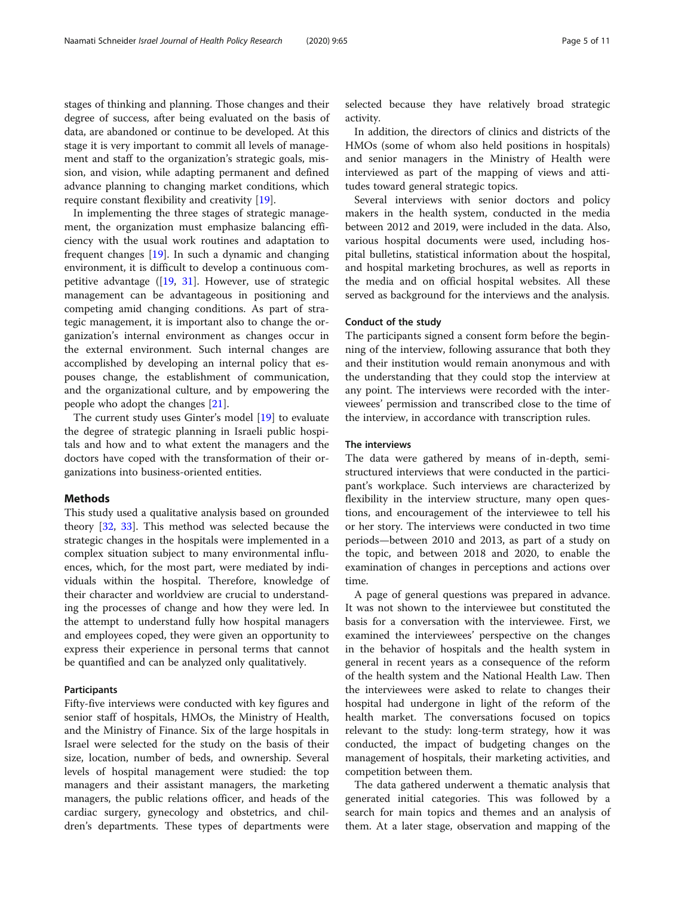stages of thinking and planning. Those changes and their degree of success, after being evaluated on the basis of data, are abandoned or continue to be developed. At this stage it is very important to commit all levels of management and staff to the organization's strategic goals, mission, and vision, while adapting permanent and defined advance planning to changing market conditions, which require constant flexibility and creativity [19].

In implementing the three stages of strategic management, the organization must emphasize balancing efficiency with the usual work routines and adaptation to frequent changes [19]. In such a dynamic and changing environment, it is difficult to develop a continuous competitive advantage ([19, 31]. However, use of strategic management can be advantageous in positioning and competing amid changing conditions. As part of strategic management, it is important also to change the organization's internal environment as changes occur in the external environment. Such internal changes are accomplished by developing an internal policy that espouses change, the establishment of communication, and the organizational culture, and by empowering the people who adopt the changes [21].

The current study uses Ginter's model [19] to evaluate the degree of strategic planning in Israeli public hospitals and how and to what extent the managers and the doctors have coped with the transformation of their organizations into business-oriented entities.

## Methods

This study used a qualitative analysis based on grounded theory [32, 33]. This method was selected because the strategic changes in the hospitals were implemented in a complex situation subject to many environmental influences, which, for the most part, were mediated by individuals within the hospital. Therefore, knowledge of their character and worldview are crucial to understanding the processes of change and how they were led. In the attempt to understand fully how hospital managers and employees coped, they were given an opportunity to express their experience in personal terms that cannot be quantified and can be analyzed only qualitatively.

### Participants

Fifty-five interviews were conducted with key figures and senior staff of hospitals, HMOs, the Ministry of Health, and the Ministry of Finance. Six of the large hospitals in Israel were selected for the study on the basis of their size, location, number of beds, and ownership. Several levels of hospital management were studied: the top managers and their assistant managers, the marketing managers, the public relations officer, and heads of the cardiac surgery, gynecology and obstetrics, and children's departments. These types of departments were selected because they have relatively broad strategic activity.

In addition, the directors of clinics and districts of the HMOs (some of whom also held positions in hospitals) and senior managers in the Ministry of Health were interviewed as part of the mapping of views and attitudes toward general strategic topics.

Several interviews with senior doctors and policy makers in the health system, conducted in the media between 2012 and 2019, were included in the data. Also, various hospital documents were used, including hospital bulletins, statistical information about the hospital, and hospital marketing brochures, as well as reports in the media and on official hospital websites. All these served as background for the interviews and the analysis.

### Conduct of the study

The participants signed a consent form before the beginning of the interview, following assurance that both they and their institution would remain anonymous and with the understanding that they could stop the interview at any point. The interviews were recorded with the interviewees' permission and transcribed close to the time of the interview, in accordance with transcription rules.

### The interviews

The data were gathered by means of in-depth, semi-structured interviews that were conducted in the participant's workplace. Such interviews are characterized by flexibility in the interview structure, many open questions, and encouragement of the interviewee to tell his or her story. The interviews were conducted in two time periods—between 2010 and 2013, as part of a study on the topic, and between 2018 and 2020, to enable the examination of changes in perceptions and actions over time.

A page of general questions was prepared in advance. It was not shown to the interviewee but constituted the basis for a conversation with the interviewee. First, we examined the interviewees' perspective on the changes in the behavior of hospitals and the health system in general in recent years as a consequence of the reform of the health system and the National Health Law. Then the interviewees were asked to relate to changes their hospital had undergone in light of the reform of the health market. The conversations focused on topics relevant to the study: long-term strategy, how it was conducted, the impact of budgeting changes on the management of hospitals, their marketing activities, and competition between them.

The data gathered underwent a thematic analysis that generated initial categories. This was followed by a search for main topics and themes and an analysis of them. At a later stage, observation and mapping of the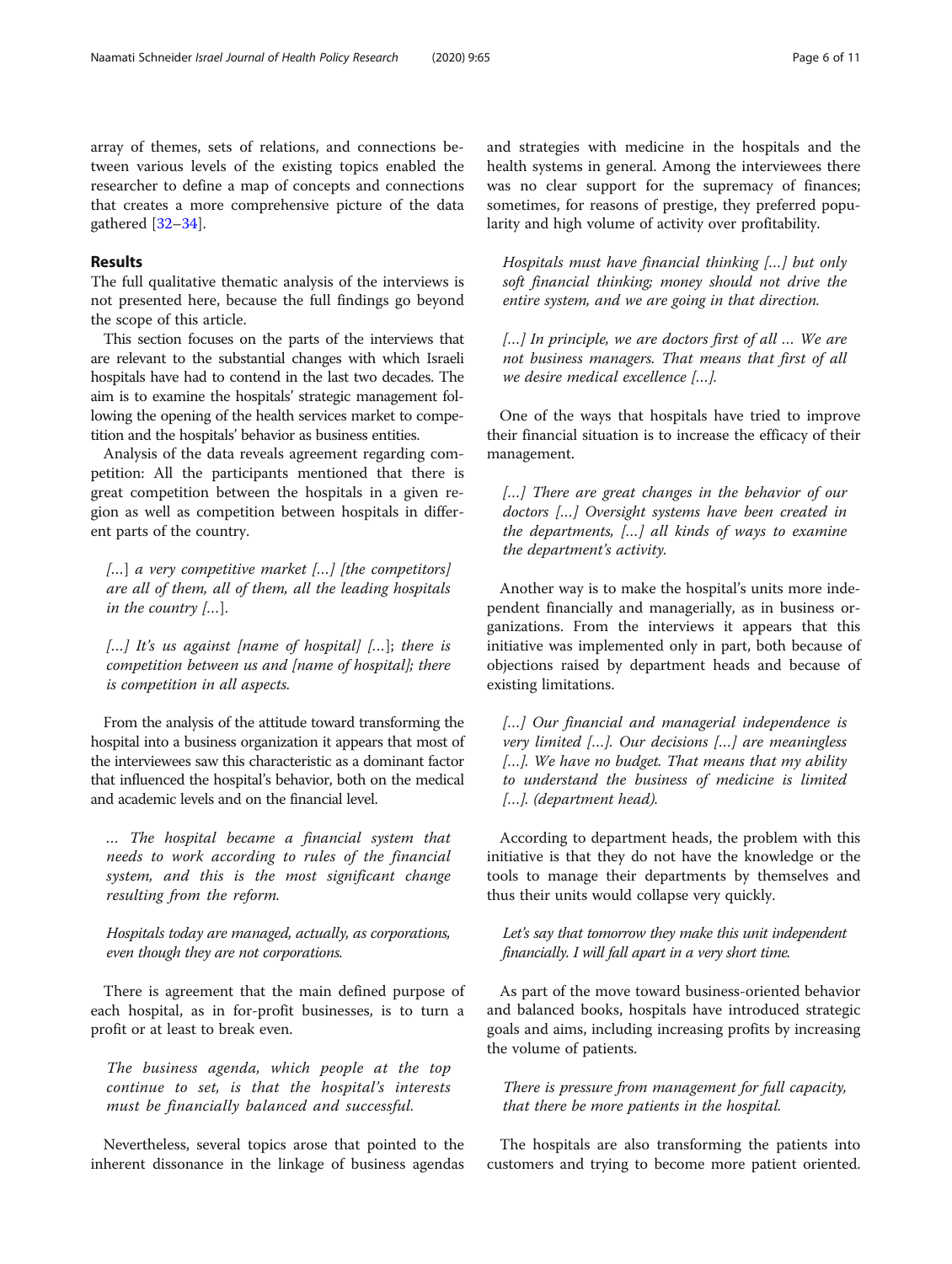array of themes, sets of relations, and connections between various levels of the existing topics enabled the researcher to define a map of concepts and connections that creates a more comprehensive picture of the data gathered [32–34].

## Results

The full qualitative thematic analysis of the interviews is not presented here, because the full findings go beyond the scope of this article.

This section focuses on the parts of the interviews that are relevant to the substantial changes with which Israeli hospitals have had to contend in the last two decades. The aim is to examine the hospitals' strategic management following the opening of the health services market to competition and the hospitals' behavior as business entities.

Analysis of the data reveals agreement regarding competition: All the participants mentioned that there is great competition between the hospitals in a given region as well as competition between hospitals in different parts of the country.

> *[…] a very competitive market […] [the competitors] are all of them, all of them, all the leading hospitals in the country […].*

> *[…] It's us against [name of hospital] […]; there is competition between us and [name of hospital]; there is competition in all aspects.*

From the analysis of the attitude toward transforming the hospital into a business organization it appears that most of the interviewees saw this characteristic as a dominant factor that influenced the hospital's behavior, both on the medical and academic levels and on the financial level.

> *… The hospital became a financial system that needs to work according to rules of the financial system, and this is the most significant change resulting from the reform.*

> *Hospitals today are managed, actually, as corporations, even though they are not corporations.*

There is agreement that the main defined purpose of each hospital, as in for-profit businesses, is to turn a profit or at least to break even.

> *The business agenda, which people at the top continue to set, is that the hospital's interests must be financially balanced and successful.*

Nevertheless, several topics arose that pointed to the inherent dissonance in the linkage of business agendas and strategies with medicine in the hospitals and the health systems in general. Among the interviewees there was no clear support for the supremacy of finances; sometimes, for reasons of prestige, they preferred popularity and high volume of activity over profitability.

> *Hospitals must have financial thinking […] but only soft financial thinking; money should not drive the entire system, and we are going in that direction.*

> *[…] In principle, we are doctors first of all … We are not business managers. That means that first of all we desire medical excellence […].*

One of the ways that hospitals have tried to improve their financial situation is to increase the efficacy of their management.

> *[…] There are great changes in the behavior of our doctors […] Oversight systems have been created in the departments, […] all kinds of ways to examine the department's activity.*

Another way is to make the hospital's units more independent financially and managerially, as in business organizations. From the interviews it appears that this initiative was implemented only in part, both because of objections raised by department heads and because of existing limitations.

> *[…] Our financial and managerial independence is very limited […]. Our decisions […] are meaningless […]. We have no budget. That means that my ability to understand the business of medicine is limited […]. (department head).*

According to department heads, the problem with this initiative is that they do not have the knowledge or the tools to manage their departments by themselves and thus their units would collapse very quickly.

> *Let's say that tomorrow they make this unit independent financially. I will fall apart in a very short time.*

As part of the move toward business-oriented behavior and balanced books, hospitals have introduced strategic goals and aims, including increasing profits by increasing the volume of patients.

> *There is pressure from management for full capacity, that there be more patients in the hospital.*

The hospitals are also transforming the patients into customers and trying to become more patient oriented.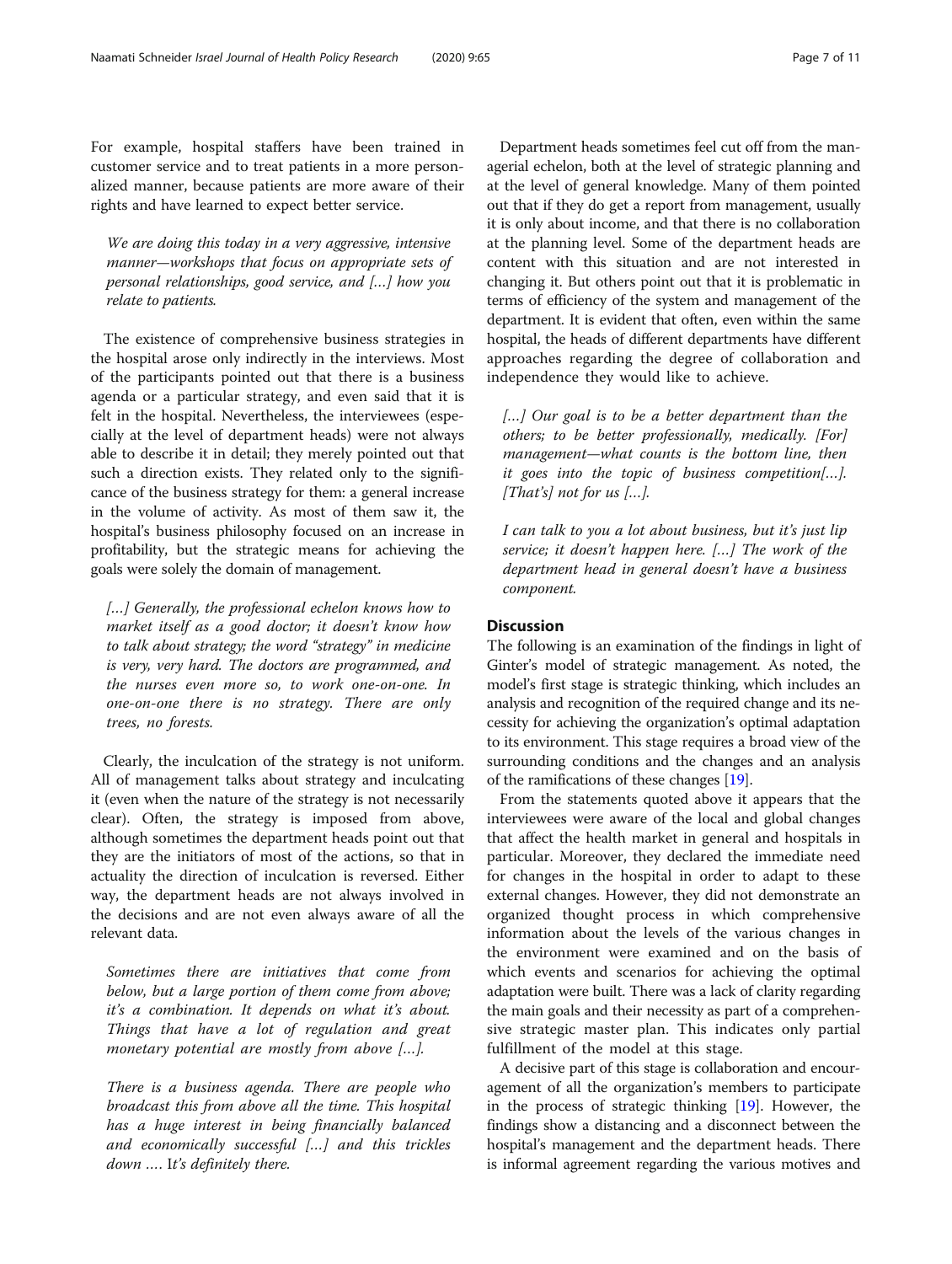For example, hospital staffers have been trained in customer service and to treat patients in a more personalized manner, because patients are more aware of their rights and have learned to expect better service.

> *We are doing this today in a very aggressive, intensive manner—workshops that focus on appropriate sets of personal relationships, good service, and […] how you relate to patients.*

The existence of comprehensive business strategies in the hospital arose only indirectly in the interviews. Most of the participants pointed out that there is a business agenda or a particular strategy, and even said that it is felt in the hospital. Nevertheless, the interviewees (especially at the level of department heads) were not always able to describe it in detail; they merely pointed out that such a direction exists. They related only to the significance of the business strategy for them: a general increase in the volume of activity. As most of them saw it, the hospital's business philosophy focused on an increase in profitability, but the strategic means for achieving the goals were solely the domain of management.

> *[…] Generally, the professional echelon knows how to market itself as a good doctor; it doesn't know how to talk about strategy; the word "strategy" in medicine is very, very hard. The doctors are programmed, and the nurses even more so, to work one-on-one. In one-on-one there is no strategy. There are only trees, no forests.*

Clearly, the inculcation of the strategy is not uniform. All of management talks about strategy and inculcating it (even when the nature of the strategy is not necessarily clear). Often, the strategy is imposed from above, although sometimes the department heads point out that they are the initiators of most of the actions, so that in actuality the direction of inculcation is reversed. Either way, the department heads are not always involved in the decisions and are not even always aware of all the relevant data.

> *Sometimes there are initiatives that come from below, but a large portion of them come from above; it's a combination. It depends on what it's about. Things that have a lot of regulation and great monetary potential are mostly from above […].*

> *There is a business agenda. There are people who broadcast this from above all the time. This hospital has a huge interest in being financially balanced and economically successful […] and this trickles down …. It's definitely there.*

Department heads sometimes feel cut off from the managerial echelon, both at the level of strategic planning and at the level of general knowledge. Many of them pointed out that if they do get a report from management, usually it is only about income, and that there is no collaboration at the planning level. Some of the department heads are content with this situation and are not interested in changing it. But others point out that it is problematic in terms of efficiency of the system and management of the department. It is evident that often, even within the same hospital, the heads of different departments have different approaches regarding the degree of collaboration and independence they would like to achieve.

> *[…] Our goal is to be a better department than the others; to be better professionally, medically. [For] management—what counts is the bottom line, then it goes into the topic of business competition[…]. [That's] not for us […].*

> *I can talk to you a lot about business, but it's just lip service; it doesn't happen here. […] The work of the department head in general doesn't have a business component.*

## Discussion

The following is an examination of the findings in light of Ginter's model of strategic management. As noted, the model's first stage is strategic thinking, which includes an analysis and recognition of the required change and its necessity for achieving the organization's optimal adaptation to its environment. This stage requires a broad view of the surrounding conditions and the changes and an analysis of the ramifications of these changes [19].

From the statements quoted above it appears that the interviewees were aware of the local and global changes that affect the health market in general and hospitals in particular. Moreover, they declared the immediate need for changes in the hospital in order to adapt to these external changes. However, they did not demonstrate an organized thought process in which comprehensive information about the levels of the various changes in the environment were examined and on the basis of which events and scenarios for achieving the optimal adaptation were built. There was a lack of clarity regarding the main goals and their necessity as part of a comprehensive strategic master plan. This indicates only partial fulfillment of the model at this stage.

A decisive part of this stage is collaboration and encouragement of all the organization's members to participate in the process of strategic thinking [19]. However, the findings show a distancing and a disconnect between the hospital's management and the department heads. There is informal agreement regarding the various motives and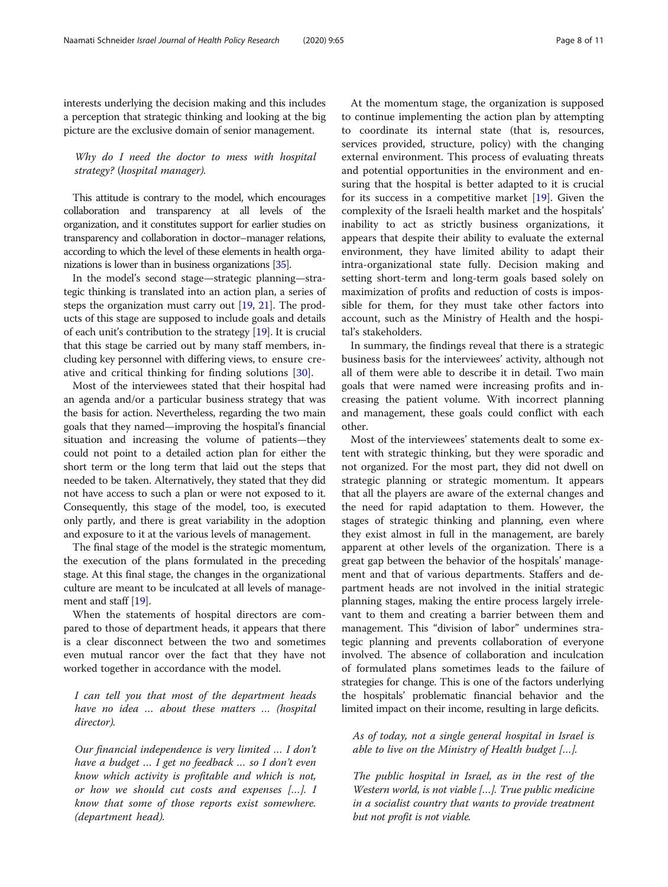interests underlying the decision making and this includes a perception that strategic thinking and looking at the big picture are the exclusive domain of senior management.

> *Why do I need the doctor to mess with hospital strategy? (hospital manager).*

This attitude is contrary to the model, which encourages collaboration and transparency at all levels of the organization, and it constitutes support for earlier studies on transparency and collaboration in doctor–manager relations, according to which the level of these elements in health organizations is lower than in business organizations [35].

In the model's second stage—strategic planning—strategic thinking is translated into an action plan, a series of steps the organization must carry out [19, 21]. The products of this stage are supposed to include goals and details of each unit's contribution to the strategy [19]. It is crucial that this stage be carried out by many staff members, including key personnel with differing views, to ensure creative and critical thinking for finding solutions [30].

Most of the interviewees stated that their hospital had an agenda and/or a particular business strategy that was the basis for action. Nevertheless, regarding the two main goals that they named—improving the hospital's financial situation and increasing the volume of patients—they could not point to a detailed action plan for either the short term or the long term that laid out the steps that needed to be taken. Alternatively, they stated that they did not have access to such a plan or were not exposed to it. Consequently, this stage of the model, too, is executed only partly, and there is great variability in the adoption and exposure to it at the various levels of management.

The final stage of the model is the strategic momentum, the execution of the plans formulated in the preceding stage. At this final stage, the changes in the organizational culture are meant to be inculcated at all levels of management and staff [19].

When the statements of hospital directors are compared to those of department heads, it appears that there is a clear disconnect between the two and sometimes even mutual rancor over the fact that they have not worked together in accordance with the model.

> *I can tell you that most of the department heads have no idea … about these matters … (hospital director).*

> *Our financial independence is very limited … I don't have a budget … I get no feedback … so I don't even know which activity is profitable and which is not, or how we should cut costs and expenses […]. I know that some of those reports exist somewhere. (department head).*

At the momentum stage, the organization is supposed to continue implementing the action plan by attempting to coordinate its internal state (that is, resources, services provided, structure, policy) with the changing external environment. This process of evaluating threats and potential opportunities in the environment and ensuring that the hospital is better adapted to it is crucial for its success in a competitive market [19]. Given the complexity of the Israeli health market and the hospitals' inability to act as strictly business organizations, it appears that despite their ability to evaluate the external environment, they have limited ability to adapt their intra-organizational state fully. Decision making and setting short-term and long-term goals based solely on maximization of profits and reduction of costs is impossible for them, for they must take other factors into account, such as the Ministry of Health and the hospital's stakeholders.

In summary, the findings reveal that there is a strategic business basis for the interviewees' activity, although not all of them were able to describe it in detail. Two main goals that were named were increasing profits and increasing the patient volume. With incorrect planning and management, these goals could conflict with each other.

Most of the interviewees' statements dealt to some extent with strategic thinking, but they were sporadic and not organized. For the most part, they did not dwell on strategic planning or strategic momentum. It appears that all the players are aware of the external changes and the need for rapid adaptation to them. However, the stages of strategic thinking and planning, even where they exist almost in full in the management, are barely apparent at other levels of the organization. There is a great gap between the behavior of the hospitals' management and that of various departments. Staffers and department heads are not involved in the initial strategic planning stages, making the entire process largely irrelevant to them and creating a barrier between them and management. This "division of labor" undermines strategic planning and prevents collaboration of everyone involved. The absence of collaboration and inculcation of formulated plans sometimes leads to the failure of strategies for change. This is one of the factors underlying the hospitals' problematic financial behavior and the limited impact on their income, resulting in large deficits.

> *As of today, not a single general hospital in Israel is able to live on the Ministry of Health budget […].*

> *The public hospital in Israel, as in the rest of the Western world, is not viable […]. True public medicine in a socialist country that wants to provide treatment but not profit is not viable.*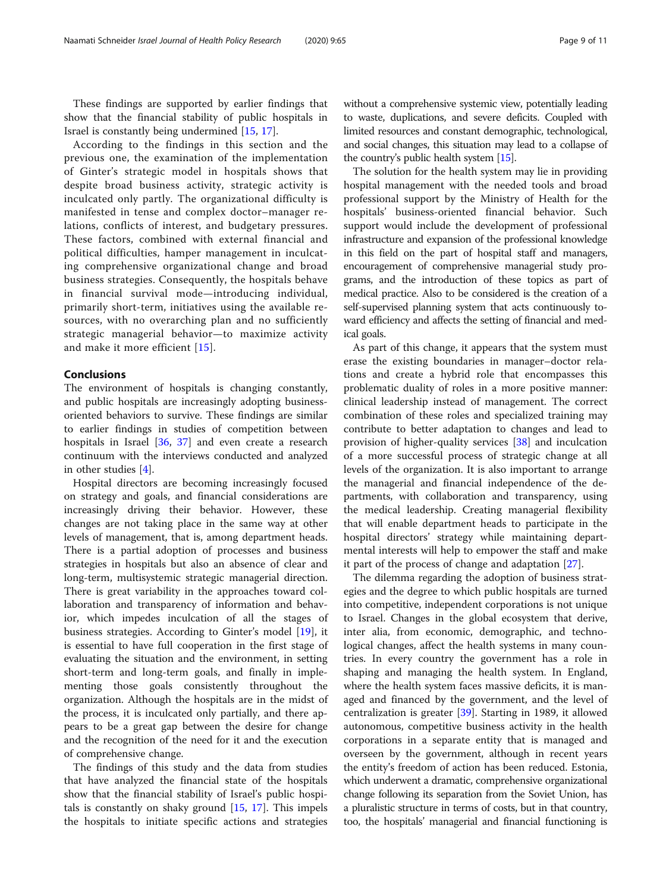These findings are supported by earlier findings that show that the financial stability of public hospitals in Israel is constantly being undermined [15, 17].

According to the findings in this section and the previous one, the examination of the implementation of Ginter's strategic model in hospitals shows that despite broad business activity, strategic activity is inculcated only partly. The organizational difficulty is manifested in tense and complex doctor–manager relations, conflicts of interest, and budgetary pressures. These factors, combined with external financial and political difficulties, hamper management in inculcating comprehensive organizational change and broad business strategies. Consequently, the hospitals behave in financial survival mode—introducing individual, primarily short-term, initiatives using the available resources, with no overarching plan and no sufficiently strategic managerial behavior—to maximize activity and make it more efficient [15].

## Conclusions

The environment of hospitals is changing constantly, and public hospitals are increasingly adopting business-oriented behaviors to survive. These findings are similar to earlier findings in studies of competition between hospitals in Israel [36, 37] and even create a research continuum with the interviews conducted and analyzed in other studies [4].

Hospital directors are becoming increasingly focused on strategy and goals, and financial considerations are increasingly driving their behavior. However, these changes are not taking place in the same way at other levels of management, that is, among department heads. There is a partial adoption of processes and business strategies in hospitals but also an absence of clear and long-term, multisystemic strategic managerial direction. There is great variability in the approaches toward collaboration and transparency of information and behavior, which impedes inculcation of all the stages of business strategies. According to Ginter's model [19], it is essential to have full cooperation in the first stage of evaluating the situation and the environment, in setting short-term and long-term goals, and finally in implementing those goals consistently throughout the organization. Although the hospitals are in the midst of the process, it is inculcated only partially, and there appears to be a great gap between the desire for change and the recognition of the need for it and the execution of comprehensive change.

The findings of this study and the data from studies that have analyzed the financial state of the hospitals show that the financial stability of Israel's public hospitals is constantly on shaky ground [15, 17]. This impels the hospitals to initiate specific actions and strategies without a comprehensive systemic view, potentially leading to waste, duplications, and severe deficits. Coupled with limited resources and constant demographic, technological, and social changes, this situation may lead to a collapse of the country's public health system [15].

The solution for the health system may lie in providing hospital management with the needed tools and broad professional support by the Ministry of Health for the hospitals' business-oriented financial behavior. Such support would include the development of professional infrastructure and expansion of the professional knowledge in this field on the part of hospital staff and managers, encouragement of comprehensive managerial study programs, and the introduction of these topics as part of medical practice. Also to be considered is the creation of a self-supervised planning system that acts continuously toward efficiency and affects the setting of financial and medical goals.

As part of this change, it appears that the system must erase the existing boundaries in manager–doctor relations and create a hybrid role that encompasses this problematic duality of roles in a more positive manner: clinical leadership instead of management. The correct combination of these roles and specialized training may contribute to better adaptation to changes and lead to provision of higher-quality services [38] and inculcation of a more successful process of strategic change at all levels of the organization. It is also important to arrange the managerial and financial independence of the departments, with collaboration and transparency, using the medical leadership. Creating managerial flexibility that will enable department heads to participate in the hospital directors' strategy while maintaining departmental interests will help to empower the staff and make it part of the process of change and adaptation [27].

The dilemma regarding the adoption of business strategies and the degree to which public hospitals are turned into competitive, independent corporations is not unique to Israel. Changes in the global ecosystem that derive, inter alia, from economic, demographic, and technological changes, affect the health systems in many countries. In every country the government has a role in shaping and managing the health system. In England, where the health system faces massive deficits, it is managed and financed by the government, and the level of centralization is greater [39]. Starting in 1989, it allowed autonomous, competitive business activity in the health corporations in a separate entity that is managed and overseen by the government, although in recent years the entity's freedom of action has been reduced. Estonia, which underwent a dramatic, comprehensive organizational change following its separation from the Soviet Union, has a pluralistic structure in terms of costs, but in that country, too, the hospitals' managerial and financial functioning is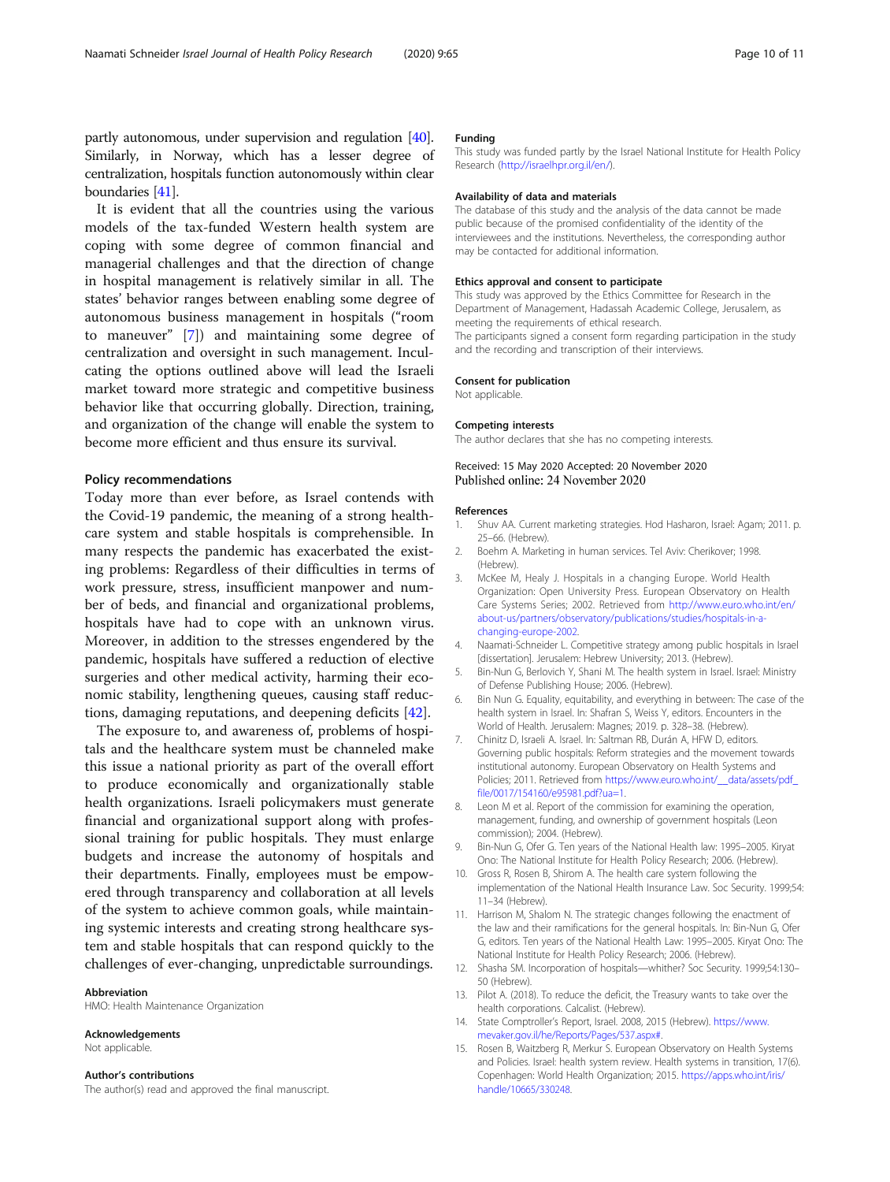partly autonomous, under supervision and regulation [40]. Similarly, in Norway, which has a lesser degree of centralization, hospitals function autonomously within clear boundaries [41].

It is evident that all the countries using the various models of the tax-funded Western health system are coping with some degree of common financial and managerial challenges and that the direction of change in hospital management is relatively similar in all. The states' behavior ranges between enabling some degree of autonomous business management in hospitals ("room to maneuver" [7]) and maintaining some degree of centralization and oversight in such management. Inculcating the options outlined above will lead the Israeli market toward more strategic and competitive business behavior like that occurring globally. Direction, training, and organization of the change will enable the system to become more efficient and thus ensure its survival.

## Policy recommendations

Today more than ever before, as Israel contends with the Covid-19 pandemic, the meaning of a strong healthcare system and stable hospitals is comprehensible. In many respects the pandemic has exacerbated the existing problems: Regardless of their difficulties in terms of work pressure, stress, insufficient manpower and number of beds, and financial and organizational problems, hospitals have had to cope with an unknown virus. Moreover, in addition to the stresses engendered by the pandemic, hospitals have suffered a reduction of elective surgeries and other medical activity, harming their economic stability, lengthening queues, causing staff reductions, damaging reputations, and deepening deficits [42].

The exposure to, and awareness of, problems of hospitals and the healthcare system must be channeled make this issue a national priority as part of the overall effort to produce economically and organizationally stable health organizations. Israeli policymakers must generate financial and organizational support along with professional training for public hospitals. They must enlarge budgets and increase the autonomy of hospitals and their departments. Finally, employees must be empowered through transparency and collaboration at all levels of the system to achieve common goals, while maintaining systemic interests and creating strong healthcare system and stable hospitals that can respond quickly to the challenges of ever-changing, unpredictable surroundings.

### Abbreviation

HMO: Health Maintenance Organization

### Acknowledgements

Not applicable.

### Author's contributions

The author(s) read and approved the final manuscript.

### Funding

This study was funded partly by the Israel National Institute for Health Policy Research (http://israelhpr.org.il/en/).

### Availability of data and materials

The database of this study and the analysis of the data cannot be made public because of the promised confidentiality of the identity of the interviewees and the institutions. Nevertheless, the corresponding author may be contacted for additional information.

### Ethics approval and consent to participate

This study was approved by the Ethics Committee for Research in the Department of Management, Hadassah Academic College, Jerusalem, as meeting the requirements of ethical research.
The participants signed a consent form regarding participation in the study and the recording and transcription of their interviews.

### Consent for publication

Not applicable.

### Competing interests

The author declares that she has no competing interests.

Received: 15 May 2020 Accepted: 20 November 2020
Published online: 24 November 2020

## References

1. Shuv AA. Current marketing strategies. Hod Hasharon, Israel: Agam; 2011. p. 25–66. (Hebrew).
2. Boehm A. Marketing in human services. Tel Aviv: Cherikover; 1998. (Hebrew).
3. McKee M, Healy J. Hospitals in a changing Europe. World Health Organization: Open University Press. European Observatory on Health Care Systems Series; 2002. Retrieved from http://www.euro.who.int/en/about-us/partners/observatory/publications/studies/hospitals-in-a-changing-europe-2002.
4. Naamati-Schneider L. Competitive strategy among public hospitals in Israel [dissertation]. Jerusalem: Hebrew University; 2013. (Hebrew).
5. Bin-Nun G, Berlovich Y, Shani M. The health system in Israel. Israel: Ministry of Defense Publishing House; 2006. (Hebrew).
6. Bin Nun G. Equality, equitability, and everything in between: The case of the health system in Israel. In: Shafran S, Weiss Y, editors. Encounters in the World of Health. Jerusalem: Magnes; 2019. p. 328–38. (Hebrew).
7. Chinitz D, Israeli A. Israel. In: Saltman RB, Durán A, HFW D, editors. Governing public hospitals: Reform strategies and the movement towards institutional autonomy. European Observatory on Health Systems and Policies; 2011. Retrieved from https://www.euro.who.int/__data/assets/pdf_file/0017/154160/e95981.pdf?ua=1.
8. Leon M et al. Report of the commission for examining the operation, management, funding, and ownership of government hospitals (Leon commission); 2004. (Hebrew).
9. Bin-Nun G, Ofer G. Ten years of the National Health law: 1995–2005. Kiryat Ono: The National Institute for Health Policy Research; 2006. (Hebrew).
10. Gross R, Rosen B, Shirom A. The health care system following the implementation of the National Health Insurance Law. Soc Security. 1999;54: 11–34 (Hebrew).
11. Harrison M, Shalom N. The strategic changes following the enactment of the law and their ramifications for the general hospitals. In: Bin-Nun G, Ofer G, editors. Ten years of the National Health Law: 1995–2005. Kiryat Ono: The National Institute for Health Policy Research; 2006. (Hebrew).
12. Shasha SM. Incorporation of hospitals—whither? Soc Security. 1999;54:130–50 (Hebrew).
13. Pilot A. (2018). To reduce the deficit, the Treasury wants to take over the health corporations. Calcalist. (Hebrew).
14. State Comptroller's Report, Israel. 2008, 2015 (Hebrew). https://www.mevaker.gov.il/he/Reports/Pages/537.aspx#.
15. Rosen B, Waitzberg R, Merkur S. European Observatory on Health Systems and Policies. Israel: health system review. Health systems in transition, 17(6). Copenhagen: World Health Organization; 2015. https://apps.who.int/iris/handle/10665/330248.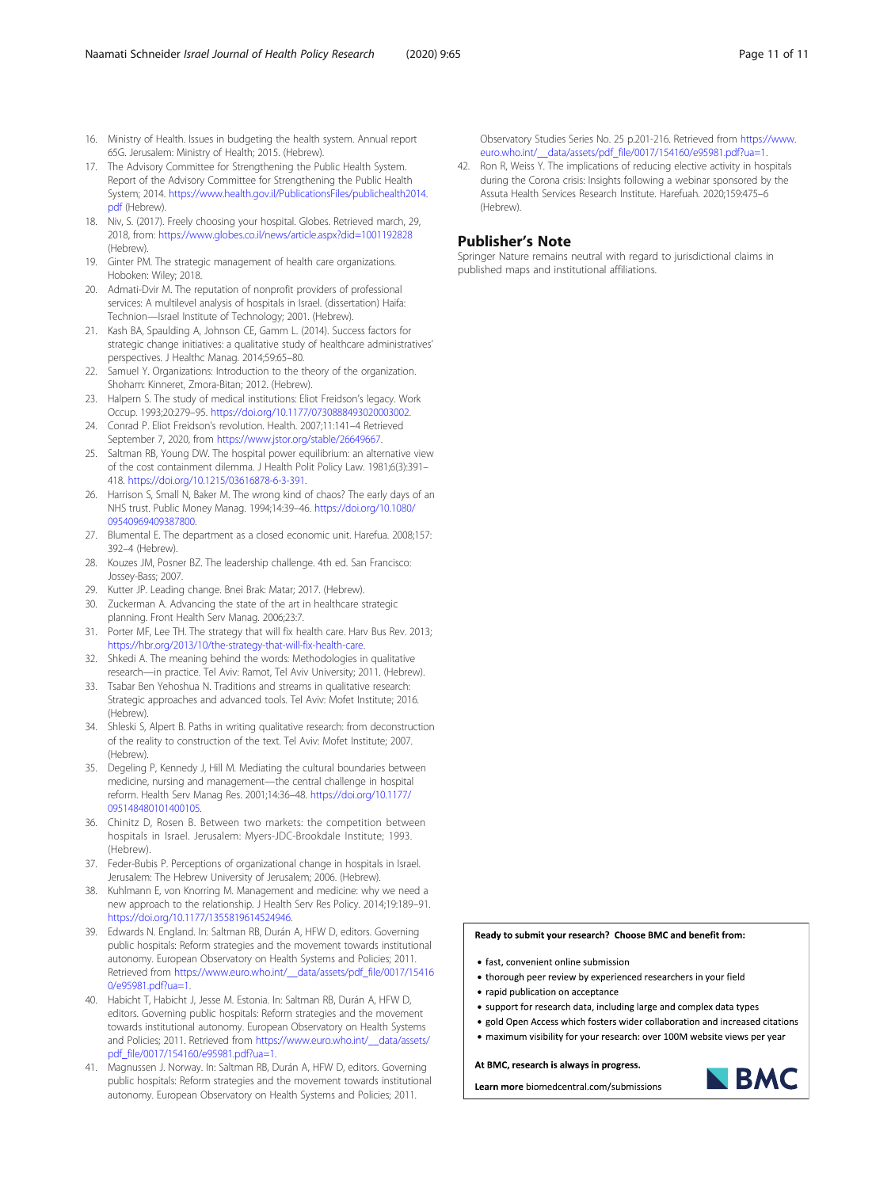16. Ministry of Health. Issues in budgeting the health system. Annual report 65G. Jerusalem: Ministry of Health; 2015. (Hebrew).
17. The Advisory Committee for Strengthening the Public Health System. Report of the Advisory Committee for Strengthening the Public Health System; 2014. https://www.health.gov.il/PublicationsFiles/publichealth2014.pdf (Hebrew).
18. Niv, S. (2017). Freely choosing your hospital. Globes. Retrieved march, 29, 2018, from: https://www.globes.co.il/news/article.aspx?did=1001192828 (Hebrew).
19. Ginter PM. The strategic management of health care organizations. Hoboken: Wiley; 2018.
20. Admati-Dvir M. The reputation of nonprofit providers of professional services: A multilevel analysis of hospitals in Israel. (dissertation) Haifa: Technion—Israel Institute of Technology; 2001. (Hebrew).
21. Kash BA, Spaulding A, Johnson CE, Gamm L. (2014). Success factors for strategic change initiatives: a qualitative study of healthcare administratives' perspectives. J Healthc Manag. 2014;59:65–80.
22. Samuel Y. Organizations: Introduction to the theory of the organization. Shoham: Kinneret, Zmora-Bitan; 2012. (Hebrew).
23. Halpern S. The study of medical institutions: Eliot Freidson's legacy. Work Occup. 1993;20:279–95. https://doi.org/10.1177/0730888493020003002.
24. Conrad P. Eliot Freidson's revolution. Health. 2007;11:141–4 Retrieved September 7, 2020, from https://www.jstor.org/stable/26649667.
25. Saltman RB, Young DW. The hospital power equilibrium: an alternative view of the cost containment dilemma. J Health Polit Policy Law. 1981;6(3):391–418. https://doi.org/10.1215/03616878-6-3-391.
26. Harrison S, Small N, Baker M. The wrong kind of chaos? The early days of an NHS trust. Public Money Manag. 1994;14:39–46. https://doi.org/10.1080/09540969409387800.
27. Blumental E. The department as a closed economic unit. Harefua. 2008;157: 392–4 (Hebrew).
28. Kouzes JM, Posner BZ. The leadership challenge. 4th ed. San Francisco: Jossey-Bass; 2007.
29. Kutter JP. Leading change. Bnei Brak: Matar; 2017. (Hebrew).
30. Zuckerman A. Advancing the state of the art in healthcare strategic planning. Front Health Serv Manag. 2006;23:7.
31. Porter MF, Lee TH. The strategy that will fix health care. Harv Bus Rev. 2013; https://hbr.org/2013/10/the-strategy-that-will-fix-health-care.
32. Shkedi A. The meaning behind the words: Methodologies in qualitative research—in practice. Tel Aviv: Ramot, Tel Aviv University; 2011. (Hebrew).
33. Tsabar Ben Yehoshua N. Traditions and streams in qualitative research: Strategic approaches and advanced tools. Tel Aviv: Mofet Institute; 2016. (Hebrew).
34. Shleski S, Alpert B. Paths in writing qualitative research: from deconstruction of the reality to construction of the text. Tel Aviv: Mofet Institute; 2007. (Hebrew).
35. Degeling P, Kennedy J, Hill M. Mediating the cultural boundaries between medicine, nursing and management—the central challenge in hospital reform. Health Serv Manag Res. 2001;14:36–48. https://doi.org/10.1177/095148480101400105.
36. Chinitz D, Rosen B. Between two markets: the competition between hospitals in Israel. Jerusalem: Myers-JDC-Brookdale Institute; 1993. (Hebrew).
37. Feder-Bubis P. Perceptions of organizational change in hospitals in Israel. Jerusalem: The Hebrew University of Jerusalem; 2006. (Hebrew).
38. Kuhlmann E, von Knorring M. Management and medicine: why we need a new approach to the relationship. J Health Serv Res Policy. 2014;19:189–91. https://doi.org/10.1177/1355819614524946.
39. Edwards N. England. In: Saltman RB, Durán A, HFW D, editors. Governing public hospitals: Reform strategies and the movement towards institutional autonomy. European Observatory on Health Systems and Policies; 2011. Retrieved from https://www.euro.who.int/__data/assets/pdf_file/0017/154160/e95981.pdf?ua=1.
40. Habicht T, Habicht J, Jesse M. Estonia. In: Saltman RB, Durán A, HFW D, editors. Governing public hospitals: Reform strategies and the movement towards institutional autonomy. European Observatory on Health Systems and Policies; 2011. Retrieved from https://www.euro.who.int/__data/assets/pdf_file/0017/154160/e95981.pdf?ua=1.
41. Magnussen J. Norway. In: Saltman RB, Durán A, HFW D, editors. Governing public hospitals: Reform strategies and the movement towards institutional autonomy. European Observatory on Health Systems and Policies; 2011. Observatory Studies Series No. 25 p.201-216. Retrieved from https://www.euro.who.int/__data/assets/pdf_file/0017/154160/e95981.pdf?ua=1.
42. Ron R, Weiss Y. The implications of reducing elective activity in hospitals during the Corona crisis: Insights following a webinar sponsored by the Assuta Health Services Research Institute. Harefuah. 2020;159:475–6 (Hebrew).

## Publisher's Note

Springer Nature remains neutral with regard to jurisdictional claims in published maps and institutional affiliations.

**Ready to submit your research? Choose BMC and benefit from:**

- fast, convenient online submission
- thorough peer review by experienced researchers in your field
- rapid publication on acceptance
- support for research data, including large and complex data types
- gold Open Access which fosters wider collaboration and increased citations
- maximum visibility for your research: over 100M website views per year

**At BMC, research is always in progress.**

**Learn more** biomedcentral.com/submissions

BMC